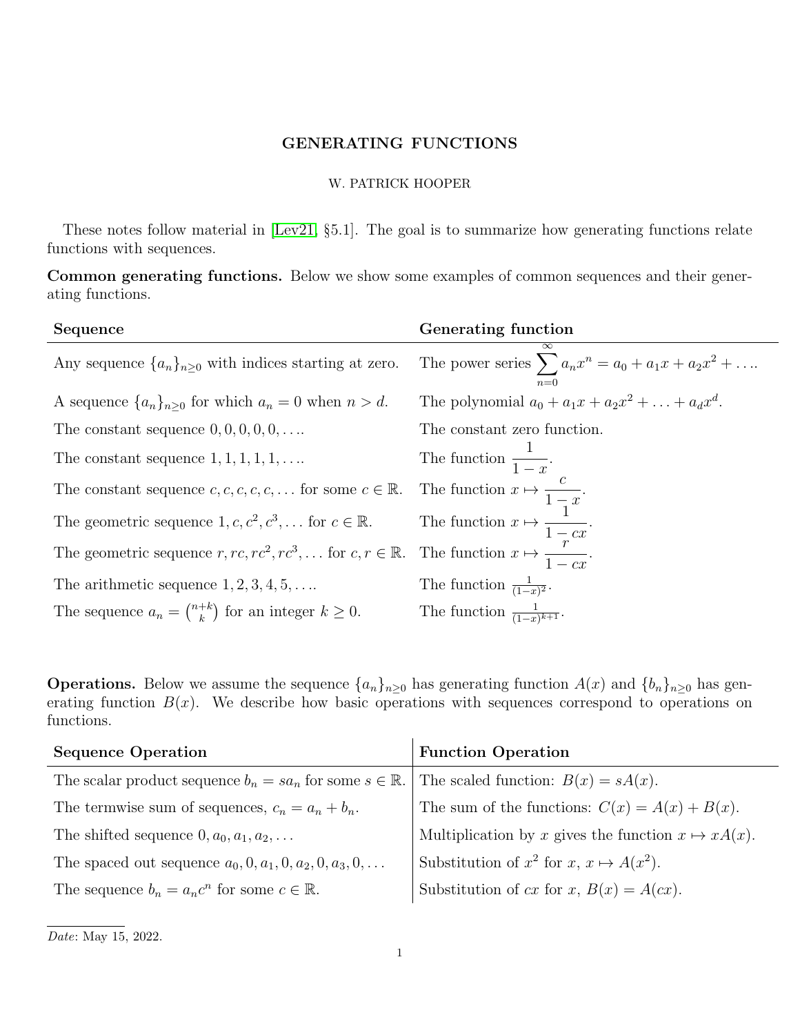# GENERATING FUNCTIONS

W. PATRICK HOOPER

These notes follow material in [Lev21, §5.1]. The goal is to summarize how generating functions relate functions with sequences.

**Common generating functions.** Below we show some examples of common sequences and their generating functions.

| Sequence | Generating function |
|---|---|
| Any sequence $\{a_n\}_{n\geq 0}$ with indices starting at zero. | The power series $\sum_{n=0}^{\infty} a_n x^n = a_0 + a_1 x + a_2 x^2 + \ldots$. |
| A sequence $\{a_n\}_{n\geq 0}$ for which $a_n = 0$ when $n > d$. | The polynomial $a_0 + a_1 x + a_2 x^2 + \ldots + a_d x^d$. |
| The constant sequence $0, 0, 0, 0, 0, \ldots$. | The constant zero function. |
| The constant sequence $1, 1, 1, 1, 1, \ldots$. | The function $\frac{1}{1-x}$. |
| The constant sequence $c, c, c, c, c, \ldots$ for some $c \in \mathbb{R}$. | The function $x \mapsto \frac{c}{1-x}$. |
| The geometric sequence $1, c, c^2, c^3, \ldots$ for $c \in \mathbb{R}$. | The function $x \mapsto \frac{1}{1-cx}$. |
| The geometric sequence $r, rc, rc^2, rc^3, \ldots$ for $c, r \in \mathbb{R}$. | The function $x \mapsto \frac{r}{1-cx}$. |
| The arithmetic sequence $1, 2, 3, 4, 5, \ldots$. | The function $\frac{1}{(1-x)^2}$. |
| The sequence $a_n = \binom{n+k}{k}$ for an integer $k \geq 0$. | The function $\frac{1}{(1-x)^{k+1}}$. |

**Operations.** Below we assume the sequence $\{a_n\}_{n\geq 0}$ has generating function $A(x)$ and $\{b_n\}_{n\geq 0}$ has generating function $B(x)$. We describe how basic operations with sequences correspond to operations on functions.

| Sequence Operation | Function Operation |
|---|---|
| The scalar product sequence $b_n = sa_n$ for some $s \in \mathbb{R}$. | The scaled function: $B(x) = sA(x)$. |
| The termwise sum of sequences, $c_n = a_n + b_n$. | The sum of the functions: $C(x) = A(x) + B(x)$. |
| The shifted sequence $0, a_0, a_1, a_2, \ldots$ | Multiplication by $x$ gives the function $x \mapsto xA(x)$. |
| The spaced out sequence $a_0, 0, a_1, 0, a_2, 0, a_3, 0, \ldots$ | Substitution of $x^2$ for $x$, $x \mapsto A(x^2)$. |
| The sequence $b_n = a_n c^n$ for some $c \in \mathbb{R}$. | Substitution of $cx$ for $x$, $B(x) = A(cx)$. |

*Date*: May 15, 2022.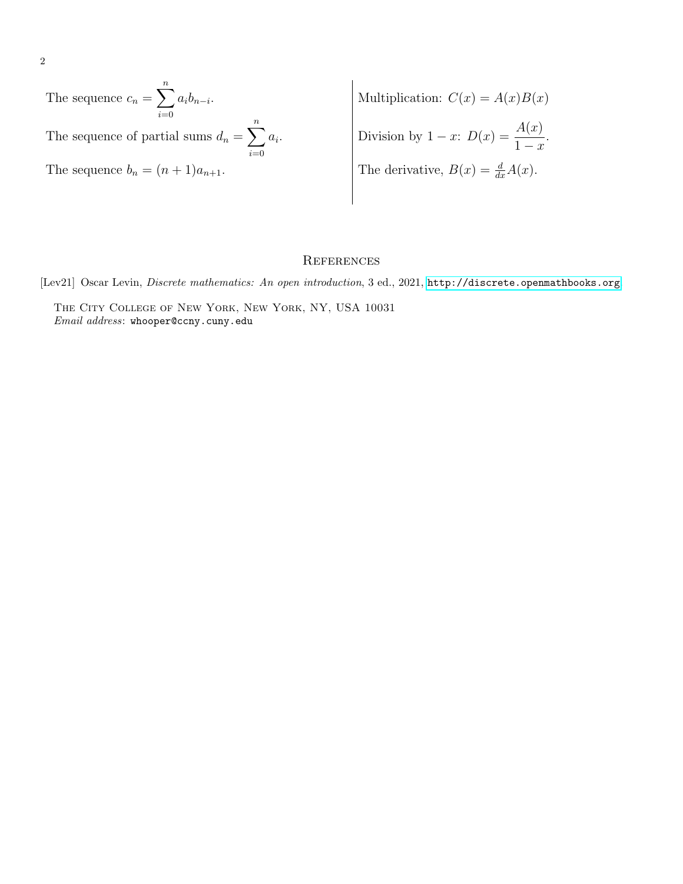| | |
|---|---|
| The sequence $c_n = \sum_{i=0}^{n} a_i b_{n-i}$. | Multiplication: $C(x) = A(x)B(x)$ |
| The sequence of partial sums $d_n = \sum_{i=0}^{n} a_i$. | Division by $1 - x$: $D(x) = \dfrac{A(x)}{1 - x}$. |
| The sequence $b_n = (n+1)a_{n+1}$. | The derivative, $B(x) = \frac{d}{dx} A(x)$. |

## References

[Lev21] Oscar Levin, *Discrete mathematics: An open introduction*, 3 ed., 2021, http://discrete.openmathbooks.org

The City College of New York, New York, NY, USA 10031
*Email address*: whooper@ccny.cuny.edu